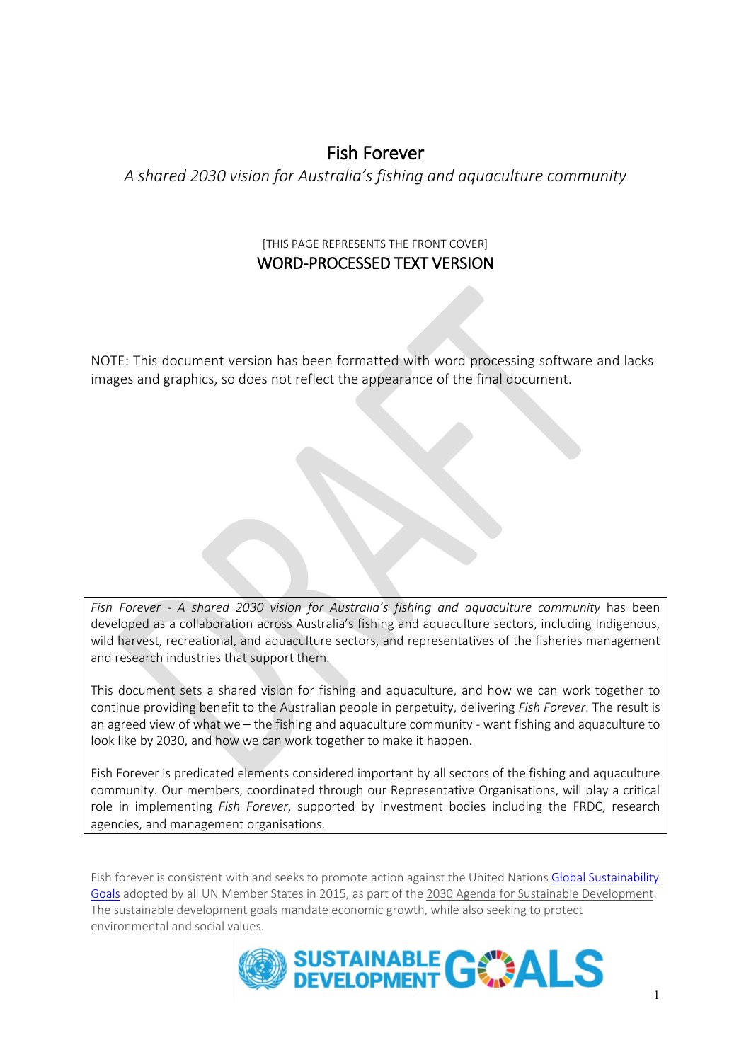# Fish Forever

*A shared 2030 vision for Australia's fishing and aquaculture community*

[THIS PAGE REPRESENTS THE FRONT COVER]

WORD-PROCESSED TEXT VERSION

NOTE: This document version has been formatted with word processing software and lacks images and graphics, so does not reflect the appearance of the final document.

*Fish Forever - A shared 2030 vision for Australia's fishing and aquaculture community* has been developed as a collaboration across Australia's fishing and aquaculture sectors, including Indigenous, wild harvest, recreational, and aquaculture sectors, and representatives of the fisheries management and research industries that support them.

This document sets a shared vision for fishing and aquaculture, and how we can work together to continue providing benefit to the Australian people in perpetuity, delivering *Fish Forever*. The result is an agreed view of what we – the fishing and aquaculture community - want fishing and aquaculture to look like by 2030, and how we can work together to make it happen.

Fish Forever is predicated elements considered important by all sectors of the fishing and aquaculture community. Our members, coordinated through our Representative Organisations, will play a critical role in implementing *Fish Forever*, supported by investment bodies including the FRDC, research agencies, and management organisations.

Fish forever is consistent with and seeks to promote action against the United Nations Global Sustainability Goals adopted by all UN Member States in 2015, as part of the 2030 Agenda for Sustainable Development. The sustainable development goals mandate economic growth, while also seeking to protect environmental and social values.

SUSTAINABLE DEVELOPMENT GOALS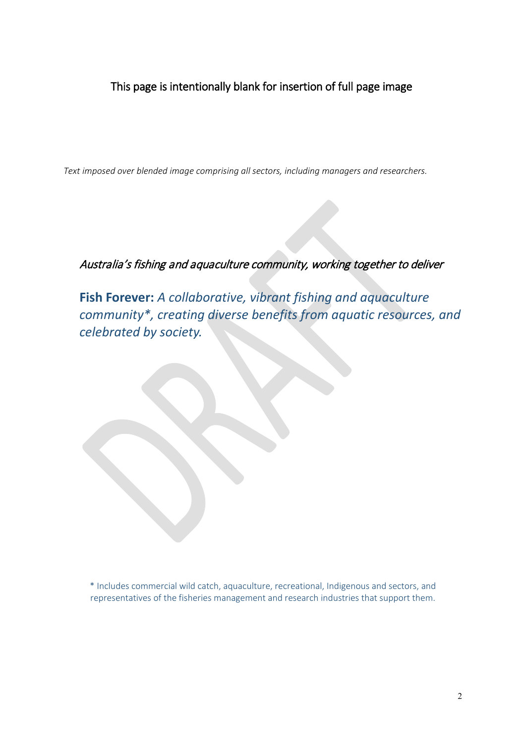This page is intentionally blank for insertion of full page image

*Text imposed over blended image comprising all sectors, including managers and researchers.*

*Australia's fishing and aquaculture community, working together to deliver*

**Fish Forever:** *A collaborative, vibrant fishing and aquaculture community*, creating diverse benefits from aquatic resources, and celebrated by society.*

* Includes commercial wild catch, aquaculture, recreational, Indigenous and sectors, and representatives of the fisheries management and research industries that support them.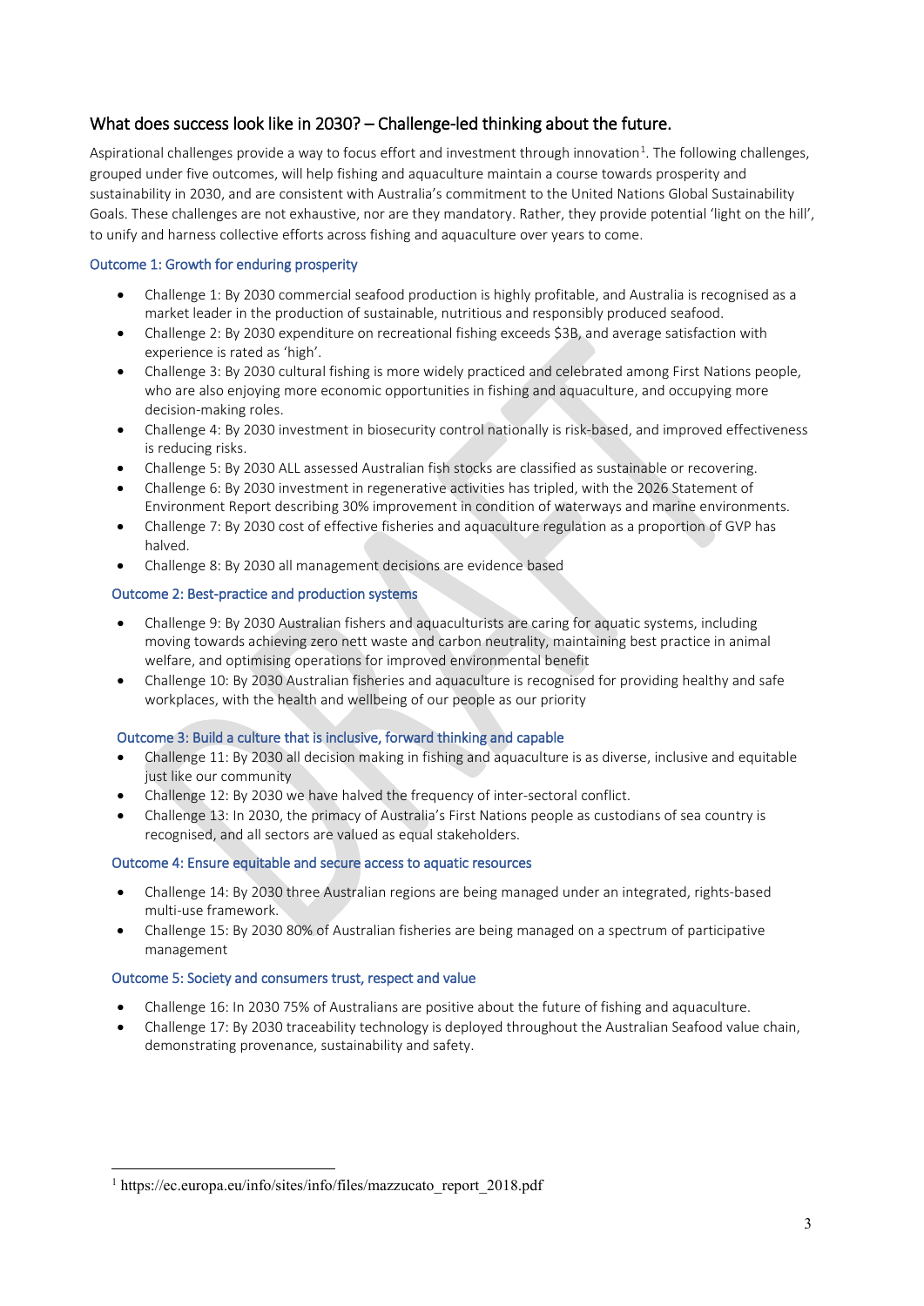## What does success look like in 2030? – Challenge-led thinking about the future.

Aspirational challenges provide a way to focus effort and investment through innovation[1]. The following challenges, grouped under five outcomes, will help fishing and aquaculture maintain a course towards prosperity and sustainability in 2030, and are consistent with Australia's commitment to the United Nations Global Sustainability Goals. These challenges are not exhaustive, nor are they mandatory. Rather, they provide potential 'light on the hill', to unify and harness collective efforts across fishing and aquaculture over years to come.

### Outcome 1: Growth for enduring prosperity

- Challenge 1: By 2030 commercial seafood production is highly profitable, and Australia is recognised as a market leader in the production of sustainable, nutritious and responsibly produced seafood.
- Challenge 2: By 2030 expenditure on recreational fishing exceeds $3B, and average satisfaction with experience is rated as 'high'.
- Challenge 3: By 2030 cultural fishing is more widely practiced and celebrated among First Nations people, who are also enjoying more economic opportunities in fishing and aquaculture, and occupying more decision-making roles.
- Challenge 4: By 2030 investment in biosecurity control nationally is risk-based, and improved effectiveness is reducing risks.
- Challenge 5: By 2030 ALL assessed Australian fish stocks are classified as sustainable or recovering.
- Challenge 6: By 2030 investment in regenerative activities has tripled, with the 2026 Statement of Environment Report describing 30% improvement in condition of waterways and marine environments.
- Challenge 7: By 2030 cost of effective fisheries and aquaculture regulation as a proportion of GVP has halved.
- Challenge 8: By 2030 all management decisions are evidence based

### Outcome 2: Best-practice and production systems

- Challenge 9: By 2030 Australian fishers and aquaculturists are caring for aquatic systems, including moving towards achieving zero nett waste and carbon neutrality, maintaining best practice in animal welfare, and optimising operations for improved environmental benefit
- Challenge 10: By 2030 Australian fisheries and aquaculture is recognised for providing healthy and safe workplaces, with the health and wellbeing of our people as our priority

### Outcome 3: Build a culture that is inclusive, forward thinking and capable

- Challenge 11: By 2030 all decision making in fishing and aquaculture is as diverse, inclusive and equitable just like our community
- Challenge 12: By 2030 we have halved the frequency of inter-sectoral conflict.
- Challenge 13: In 2030, the primacy of Australia's First Nations people as custodians of sea country is recognised, and all sectors are valued as equal stakeholders.

### Outcome 4: Ensure equitable and secure access to aquatic resources

- Challenge 14: By 2030 three Australian regions are being managed under an integrated, rights-based multi-use framework.
- Challenge 15: By 2030 80% of Australian fisheries are being managed on a spectrum of participative management

### Outcome 5: Society and consumers trust, respect and value

- Challenge 16: In 2030 75% of Australians are positive about the future of fishing and aquaculture.
- Challenge 17: By 2030 traceability technology is deployed throughout the Australian Seafood value chain, demonstrating provenance, sustainability and safety.

---

[1] https://ec.europa.eu/info/sites/info/files/mazzucato_report_2018.pdf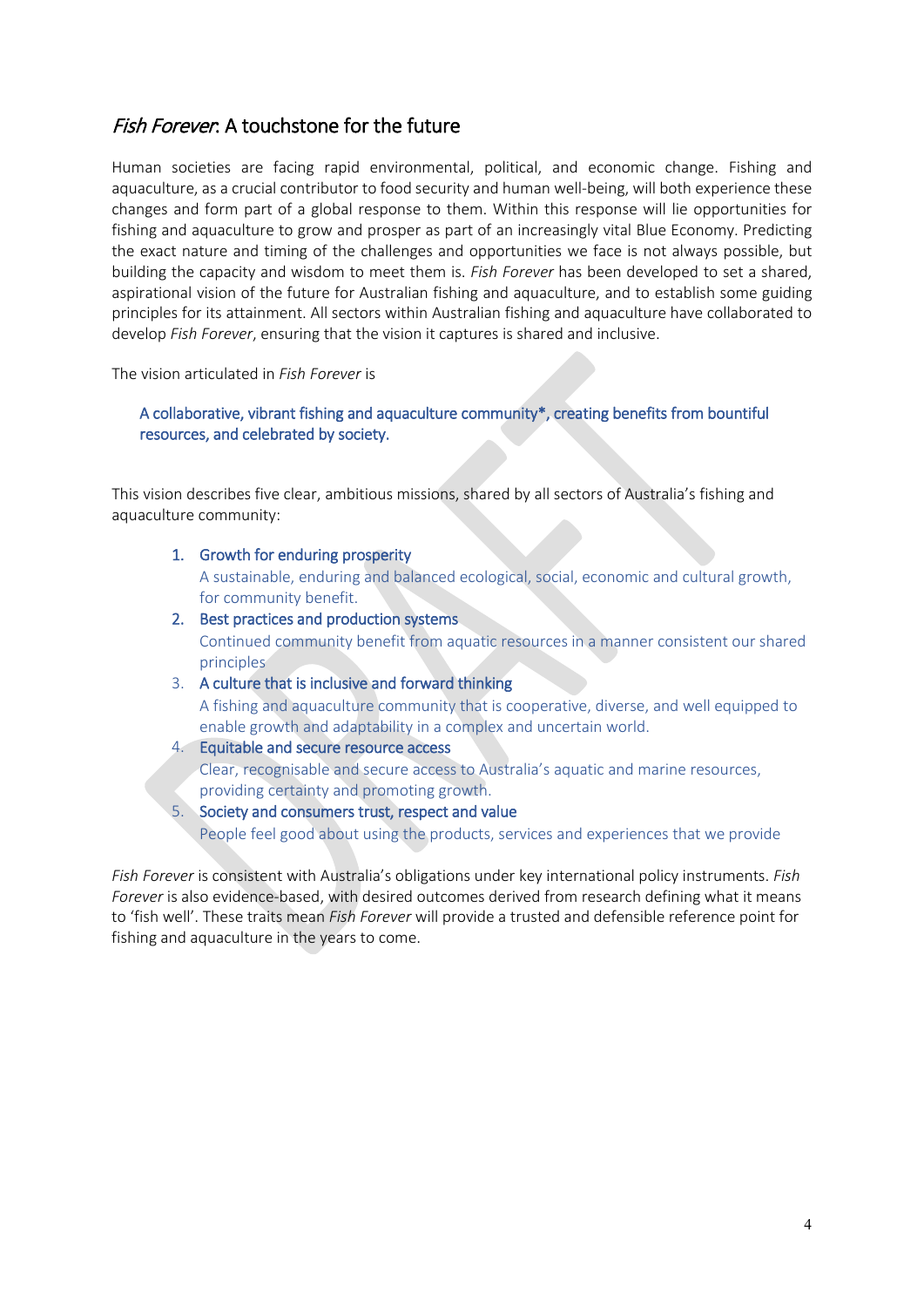## *Fish Forever*: A touchstone for the future

Human societies are facing rapid environmental, political, and economic change. Fishing and aquaculture, as a crucial contributor to food security and human well-being, will both experience these changes and form part of a global response to them. Within this response will lie opportunities for fishing and aquaculture to grow and prosper as part of an increasingly vital Blue Economy. Predicting the exact nature and timing of the challenges and opportunities we face is not always possible, but building the capacity and wisdom to meet them is. *Fish Forever* has been developed to set a shared, aspirational vision of the future for Australian fishing and aquaculture, and to establish some guiding principles for its attainment. All sectors within Australian fishing and aquaculture have collaborated to develop *Fish Forever*, ensuring that the vision it captures is shared and inclusive.

The vision articulated in *Fish Forever* is

> A collaborative, vibrant fishing and aquaculture community*, creating benefits from bountiful resources, and celebrated by society.

This vision describes five clear, ambitious missions, shared by all sectors of Australia's fishing and aquaculture community:

1. **Growth for enduring prosperity**
   A sustainable, enduring and balanced ecological, social, economic and cultural growth, for community benefit.
2. **Best practices and production systems**
   Continued community benefit from aquatic resources in a manner consistent our shared principles
3. **A culture that is inclusive and forward thinking**
   A fishing and aquaculture community that is cooperative, diverse, and well equipped to enable growth and adaptability in a complex and uncertain world.
4. **Equitable and secure resource access**
   Clear, recognisable and secure access to Australia's aquatic and marine resources, providing certainty and promoting growth.
5. **Society and consumers trust, respect and value**
   People feel good about using the products, services and experiences that we provide

*Fish Forever* is consistent with Australia's obligations under key international policy instruments. *Fish Forever* is also evidence-based, with desired outcomes derived from research defining what it means to 'fish well'. These traits mean *Fish Forever* will provide a trusted and defensible reference point for fishing and aquaculture in the years to come.